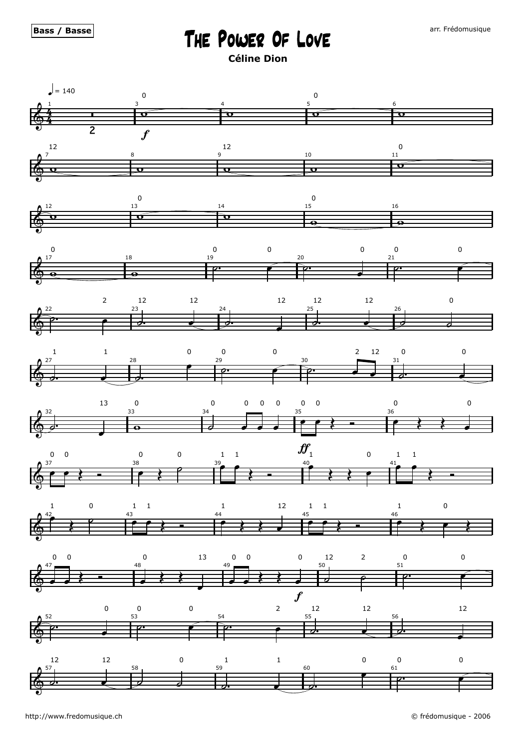Bass / Basse

# The Power Of Love

**Céline Dion**

arr. Frédomusique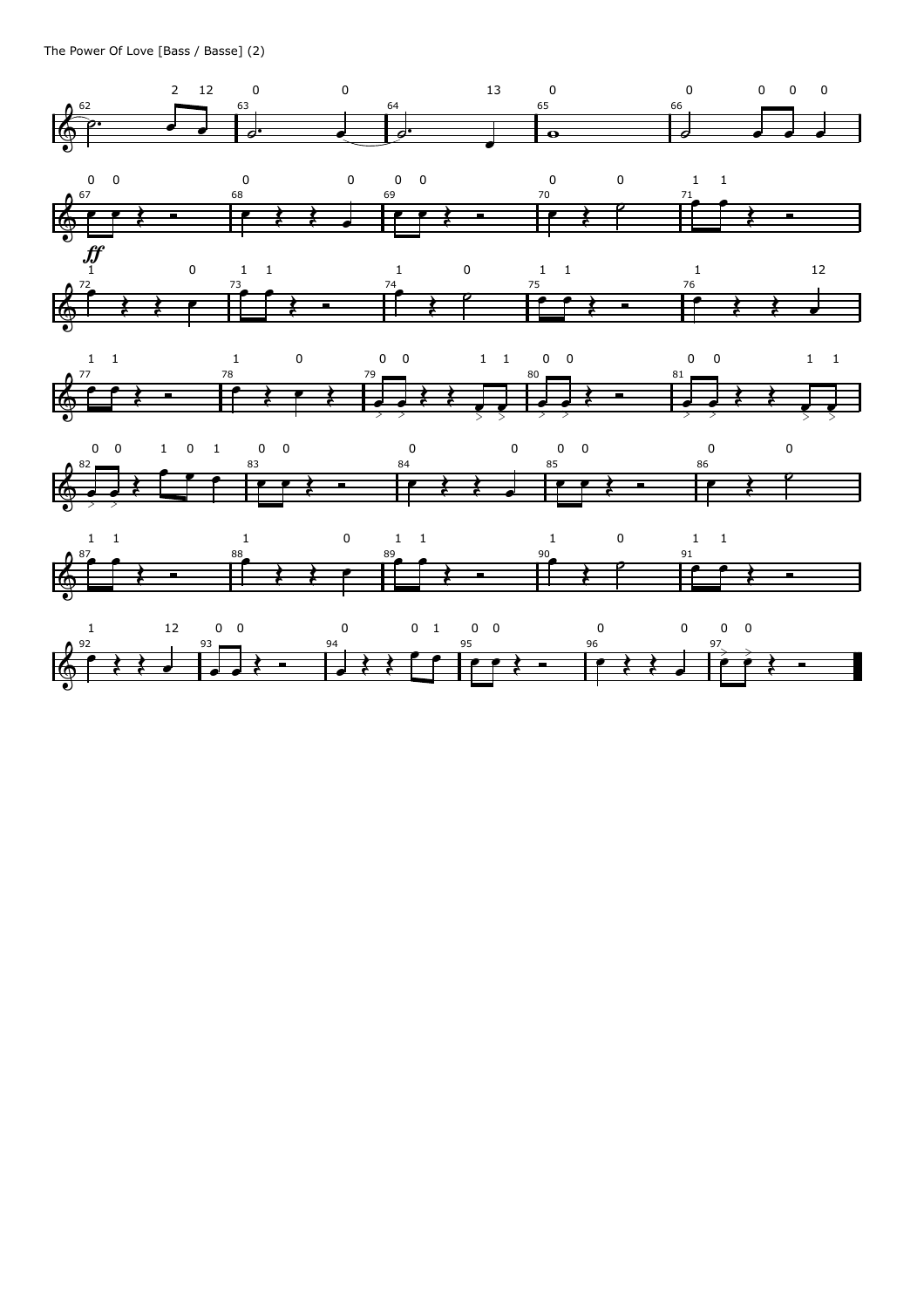The Power Of Love [Bass / Basse] (2)